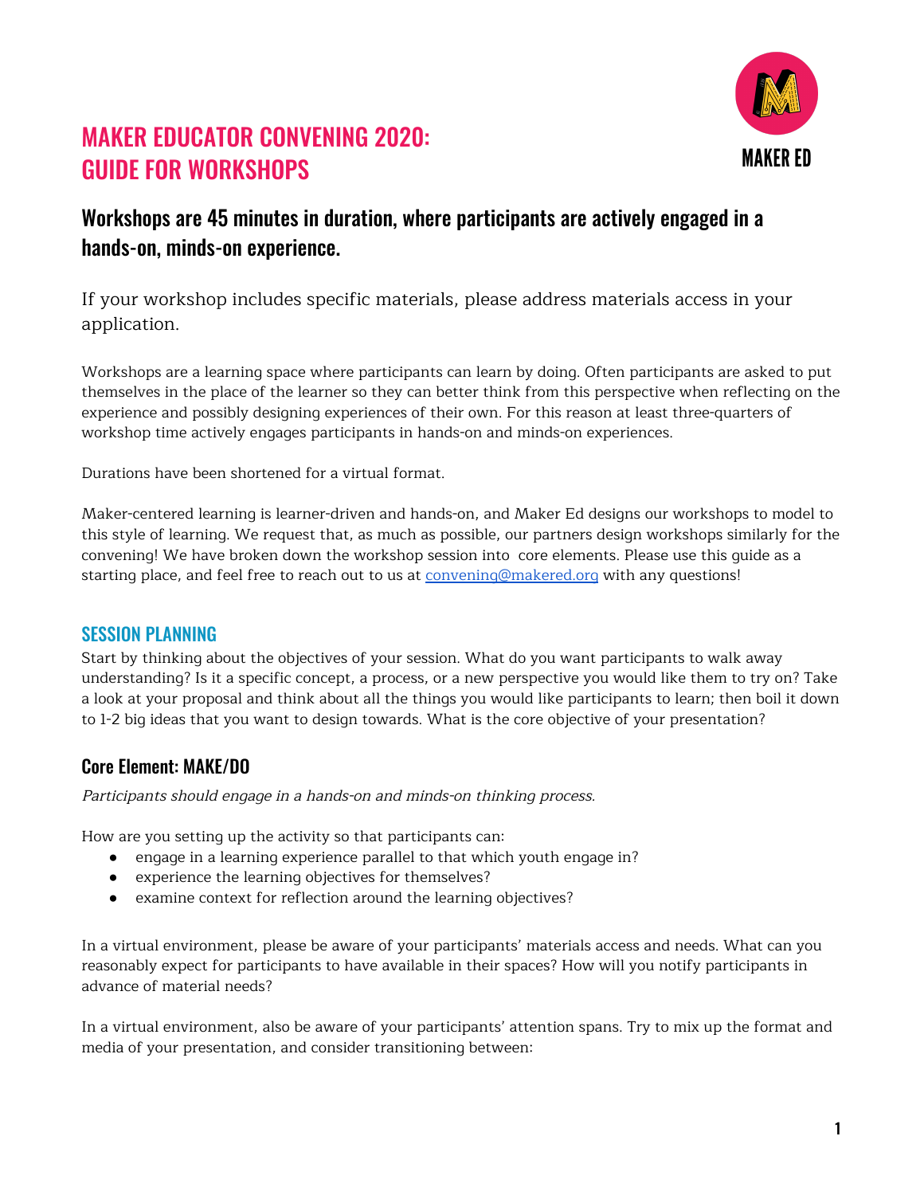# MAKER EDUCATOR CONVENING 2020: GUIDE FOR WORKSHOPS

MAKER ED

## Workshops are 45 minutes in duration, where participants are actively engaged in a hands-on, minds-on experience.

If your workshop includes specific materials, please address materials access in your application.

Workshops are a learning space where participants can learn by doing. Often participants are asked to put themselves in the place of the learner so they can better think from this perspective when reflecting on the experience and possibly designing experiences of their own. For this reason at least three-quarters of workshop time actively engages participants in hands-on and minds-on experiences.

Durations have been shortened for a virtual format.

Maker-centered learning is learner-driven and hands-on, and Maker Ed designs our workshops to model to this style of learning. We request that, as much as possible, our partners design workshops similarly for the convening! We have broken down the workshop session into core elements. Please use this guide as a starting place, and feel free to reach out to us at convening@makered.org with any questions!

### SESSION PLANNING

Start by thinking about the objectives of your session. What do you want participants to walk away understanding? Is it a specific concept, a process, or a new perspective you would like them to try on? Take a look at your proposal and think about all the things you would like participants to learn; then boil it down to 1-2 big ideas that you want to design towards. What is the core objective of your presentation?

### Core Element: MAKE/DO

*Participants should engage in a hands-on and minds-on thinking process.*

How are you setting up the activity so that participants can:

- engage in a learning experience parallel to that which youth engage in?
- experience the learning objectives for themselves?
- examine context for reflection around the learning objectives?

In a virtual environment, please be aware of your participants' materials access and needs. What can you reasonably expect for participants to have available in their spaces? How will you notify participants in advance of material needs?

In a virtual environment, also be aware of your participants' attention spans. Try to mix up the format and media of your presentation, and consider transitioning between: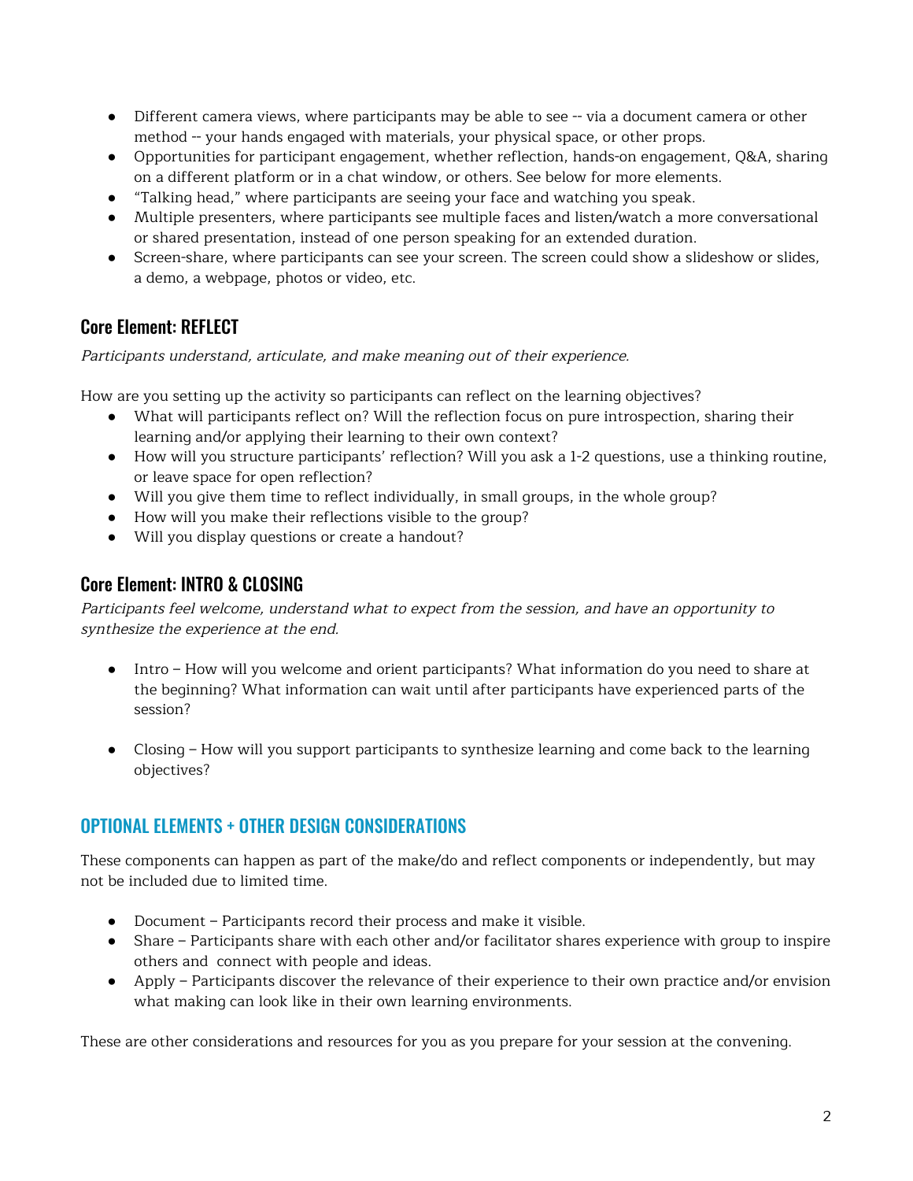- Different camera views, where participants may be able to see -- via a document camera or other method -- your hands engaged with materials, your physical space, or other props.
- Opportunities for participant engagement, whether reflection, hands-on engagement, Q&A, sharing on a different platform or in a chat window, or others. See below for more elements.
- "Talking head," where participants are seeing your face and watching you speak.
- Multiple presenters, where participants see multiple faces and listen/watch a more conversational or shared presentation, instead of one person speaking for an extended duration.
- Screen-share, where participants can see your screen. The screen could show a slideshow or slides, a demo, a webpage, photos or video, etc.

### Core Element: REFLECT

*Participants understand, articulate, and make meaning out of their experience.*

How are you setting up the activity so participants can reflect on the learning objectives?

- What will participants reflect on? Will the reflection focus on pure introspection, sharing their learning and/or applying their learning to their own context?
- How will you structure participants' reflection? Will you ask a 1-2 questions, use a thinking routine, or leave space for open reflection?
- Will you give them time to reflect individually, in small groups, in the whole group?
- How will you make their reflections visible to the group?
- Will you display questions or create a handout?

### Core Element: INTRO & CLOSING

*Participants feel welcome, understand what to expect from the session, and have an opportunity to synthesize the experience at the end.*

- Intro – How will you welcome and orient participants? What information do you need to share at the beginning? What information can wait until after participants have experienced parts of the session?

- Closing – How will you support participants to synthesize learning and come back to the learning objectives?

## OPTIONAL ELEMENTS + OTHER DESIGN CONSIDERATIONS

These components can happen as part of the make/do and reflect components or independently, but may not be included due to limited time.

- Document – Participants record their process and make it visible.
- Share – Participants share with each other and/or facilitator shares experience with group to inspire others and connect with people and ideas.
- Apply – Participants discover the relevance of their experience to their own practice and/or envision what making can look like in their own learning environments.

These are other considerations and resources for you as you prepare for your session at the convening.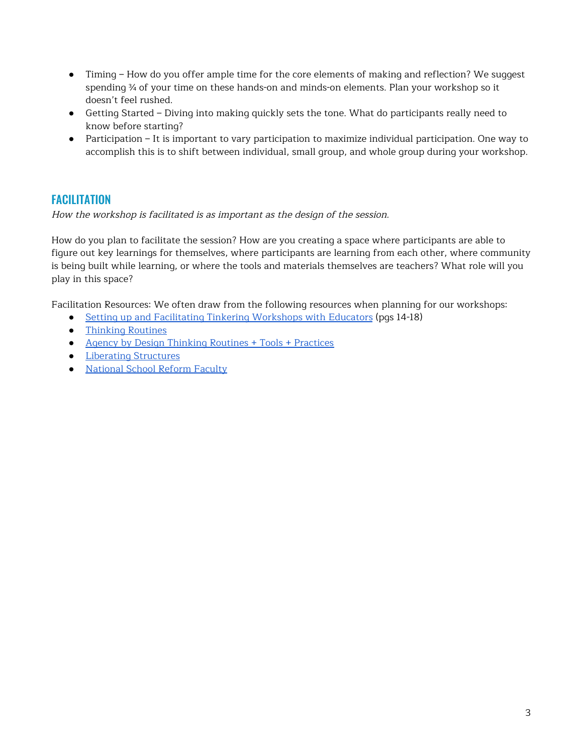- Timing – How do you offer ample time for the core elements of making and reflection? We suggest spending ¾ of your time on these hands-on and minds-on elements. Plan your workshop so it doesn't feel rushed.
- Getting Started – Diving into making quickly sets the tone. What do participants really need to know before starting?
- Participation – It is important to vary participation to maximize individual participation. One way to accomplish this is to shift between individual, small group, and whole group during your workshop.

## FACILITATION

*How the workshop is facilitated is as important as the design of the session.*

How do you plan to facilitate the session? How are you creating a space where participants are able to figure out key learnings for themselves, where participants are learning from each other, where community is being built while learning, or where the tools and materials themselves are teachers? What role will you play in this space?

Facilitation Resources: We often draw from the following resources when planning for our workshops:

- Setting up and Facilitating Tinkering Workshops with Educators (pgs 14-18)
- Thinking Routines
- Agency by Design Thinking Routines + Tools + Practices
- Liberating Structures
- National School Reform Faculty